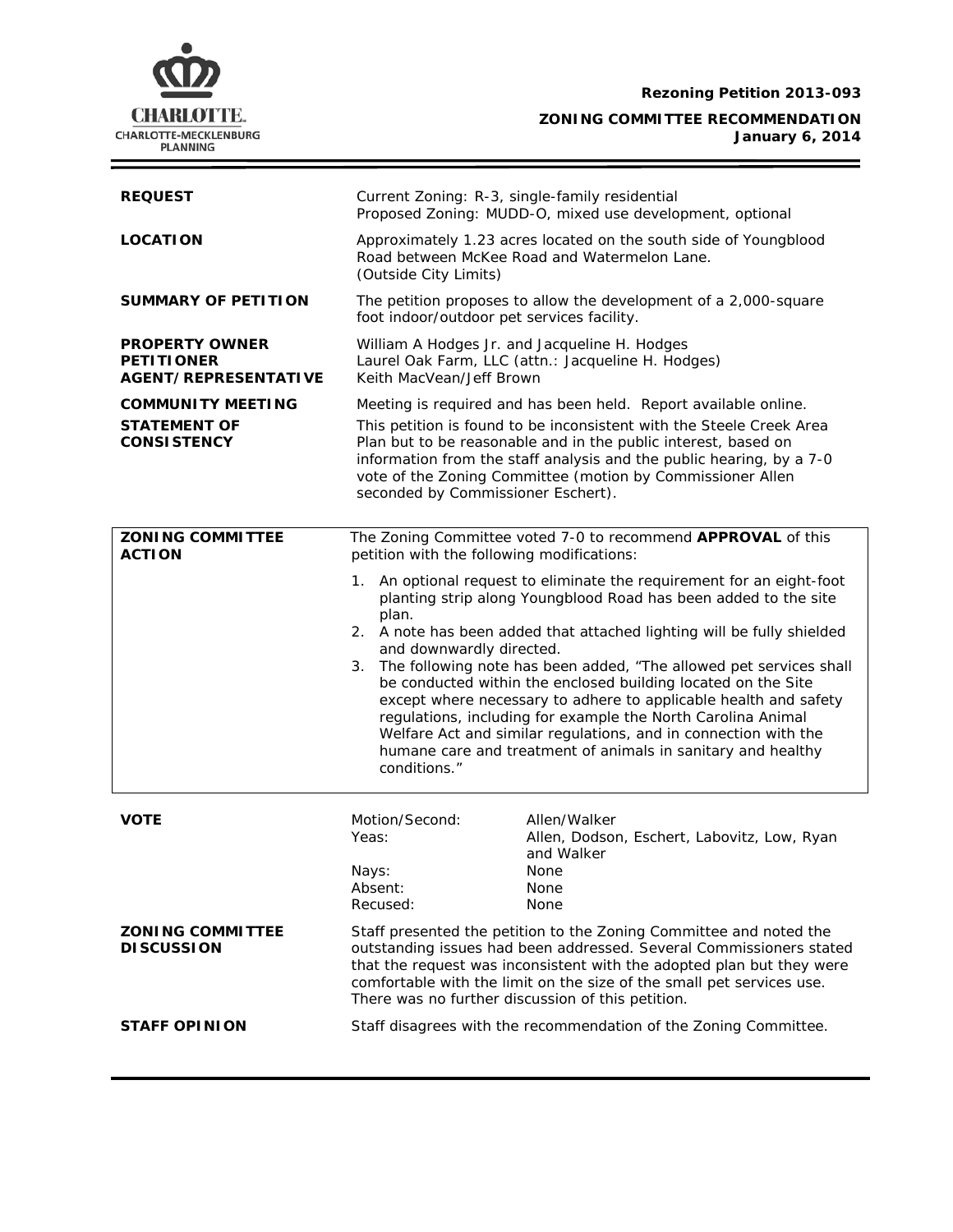**Rezoning Petition 2013-093**

**ZONING COMMITTEE RECOMMENDATION**
**January 6, 2014**

| | |
|---|---|
| **REQUEST** | Current Zoning: R-3, single-family residential<br>Proposed Zoning: MUDD-O, mixed use development, optional |
| **LOCATION** | Approximately 1.23 acres located on the south side of Youngblood Road between McKee Road and Watermelon Lane.<br>(Outside City Limits) |
| **SUMMARY OF PETITION** | The petition proposes to allow the development of a 2,000-square foot indoor/outdoor pet services facility. |
| **PROPERTY OWNER**<br>**PETITIONER**<br>**AGENT/REPRESENTATIVE** | William A Hodges Jr. and Jacqueline H. Hodges<br>Laurel Oak Farm, LLC (attn.: Jacqueline H. Hodges)<br>Keith MacVean/Jeff Brown |
| **COMMUNITY MEETING** | Meeting is required and has been held. Report available online. |
| **STATEMENT OF CONSISTENCY** | This petition is found to be inconsistent with the Steele Creek Area Plan but to be reasonable and in the public interest, based on information from the staff analysis and the public hearing, by a 7-0 vote of the Zoning Committee (motion by Commissioner Allen seconded by Commissioner Eschert). |

**ZONING COMMITTEE ACTION**

The Zoning Committee voted 7-0 to recommend **APPROVAL** of this petition with the following modifications:

1. An optional request to eliminate the requirement for an eight-foot planting strip along Youngblood Road has been added to the site plan.
2. A note has been added that attached lighting will be fully shielded and downwardly directed.
3. The following note has been added, "The allowed pet services shall be conducted within the enclosed building located on the Site except where necessary to adhere to applicable health and safety regulations, including for example the North Carolina Animal Welfare Act and similar regulations, and in connection with the humane care and treatment of animals in sanitary and healthy conditions."

**VOTE**

| | |
|---|---|
| Motion/Second: | Allen/Walker |
| Yeas: | Allen, Dodson, Eschert, Labovitz, Low, Ryan and Walker |
| Nays: | None |
| Absent: | None |
| Recused: | None |

**ZONING COMMITTEE DISCUSSION**

Staff presented the petition to the Zoning Committee and noted the outstanding issues had been addressed. Several Commissioners stated that the request was inconsistent with the adopted plan but they were comfortable with the limit on the size of the small pet services use. There was no further discussion of this petition.

**STAFF OPINION**

Staff disagrees with the recommendation of the Zoning Committee.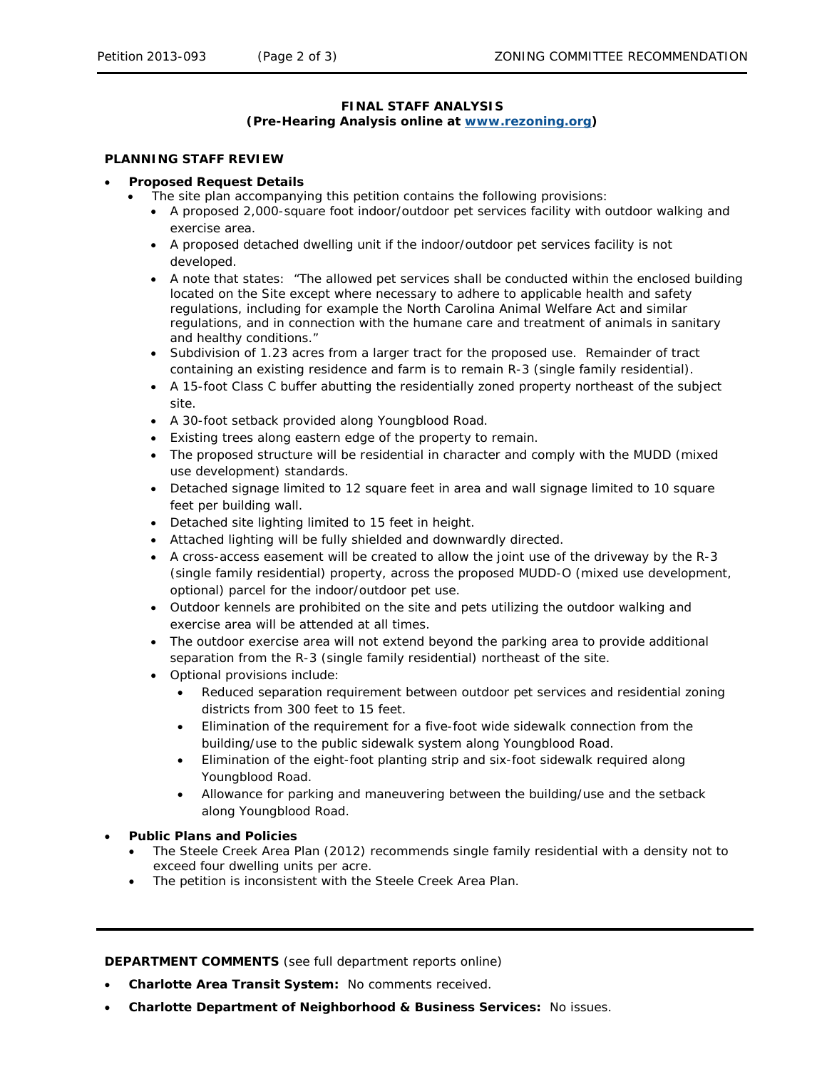**FINAL STAFF ANALYSIS**
**(Pre-Hearing Analysis online at [www.rezoning.org](http://www.rezoning.org))**

**PLANNING STAFF REVIEW**

- **Proposed Request Details**
  - The site plan accompanying this petition contains the following provisions:
    - A proposed 2,000-square foot indoor/outdoor pet services facility with outdoor walking and exercise area.
    - A proposed detached dwelling unit if the indoor/outdoor pet services facility is not developed.
    - A note that states: "The allowed pet services shall be conducted within the enclosed building located on the Site except where necessary to adhere to applicable health and safety regulations, including for example the North Carolina Animal Welfare Act and similar regulations, and in connection with the humane care and treatment of animals in sanitary and healthy conditions."
    - Subdivision of 1.23 acres from a larger tract for the proposed use. Remainder of tract containing an existing residence and farm is to remain R-3 (single family residential).
    - A 15-foot Class C buffer abutting the residentially zoned property northeast of the subject site.
    - A 30-foot setback provided along Youngblood Road.
    - Existing trees along eastern edge of the property to remain.
    - The proposed structure will be residential in character and comply with the MUDD (mixed use development) standards.
    - Detached signage limited to 12 square feet in area and wall signage limited to 10 square feet per building wall.
    - Detached site lighting limited to 15 feet in height.
    - Attached lighting will be fully shielded and downwardly directed.
    - A cross-access easement will be created to allow the joint use of the driveway by the R-3 (single family residential) property, across the proposed MUDD-O (mixed use development, optional) parcel for the indoor/outdoor pet use.
    - Outdoor kennels are prohibited on the site and pets utilizing the outdoor walking and exercise area will be attended at all times.
    - The outdoor exercise area will not extend beyond the parking area to provide additional separation from the R-3 (single family residential) northeast of the site.
    - Optional provisions include:
      - Reduced separation requirement between outdoor pet services and residential zoning districts from 300 feet to 15 feet.
      - Elimination of the requirement for a five-foot wide sidewalk connection from the building/use to the public sidewalk system along Youngblood Road.
      - Elimination of the eight-foot planting strip and six-foot sidewalk required along Youngblood Road.
      - Allowance for parking and maneuvering between the building/use and the setback along Youngblood Road.

- **Public Plans and Policies**
  - The Steele Creek Area Plan (2012) recommends single family residential with a density not to exceed four dwelling units per acre.
  - The petition is inconsistent with the Steele Creek Area Plan.

---

**DEPARTMENT COMMENTS** (see full department reports online)

- **Charlotte Area Transit System:** No comments received.
- **Charlotte Department of Neighborhood & Business Services:** No issues.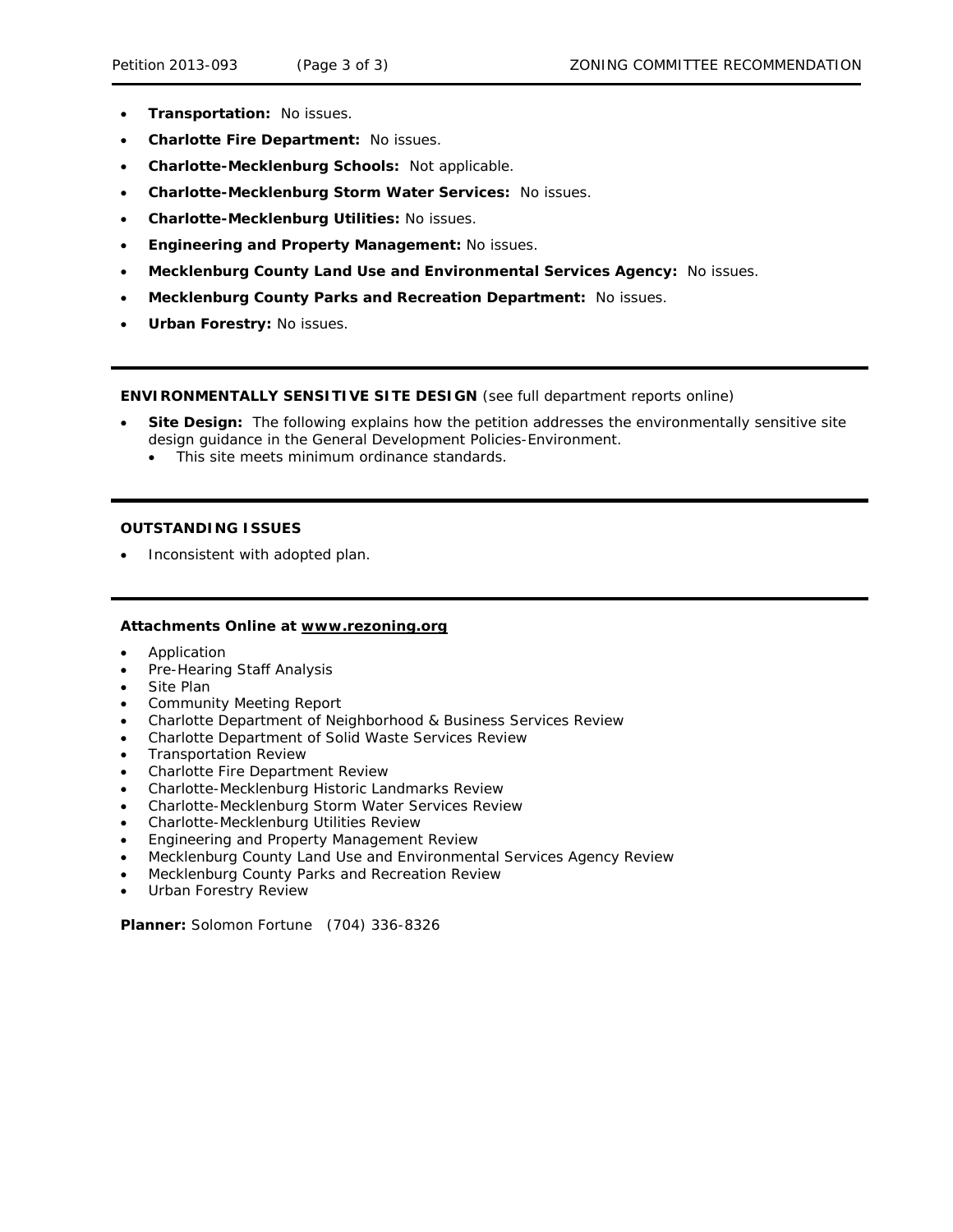- **Transportation:** No issues.
- **Charlotte Fire Department:** No issues.
- **Charlotte-Mecklenburg Schools:** Not applicable.
- **Charlotte-Mecklenburg Storm Water Services:** No issues.
- **Charlotte-Mecklenburg Utilities:** No issues.
- **Engineering and Property Management:** No issues.
- **Mecklenburg County Land Use and Environmental Services Agency:** No issues.
- **Mecklenburg County Parks and Recreation Department:** No issues.
- **Urban Forestry:** No issues.

---

**ENVIRONMENTALLY SENSITIVE SITE DESIGN** (see full department reports online)

- **Site Design:** The following explains how the petition addresses the environmentally sensitive site design guidance in the General Development Policies-Environment.
  - This site meets minimum ordinance standards.

---

**OUTSTANDING ISSUES**

- Inconsistent with adopted plan.

---

**Attachments Online at www.rezoning.org**

- Application
- Pre-Hearing Staff Analysis
- Site Plan
- Community Meeting Report
- Charlotte Department of Neighborhood & Business Services Review
- Charlotte Department of Solid Waste Services Review
- Transportation Review
- Charlotte Fire Department Review
- Charlotte-Mecklenburg Historic Landmarks Review
- Charlotte-Mecklenburg Storm Water Services Review
- Charlotte-Mecklenburg Utilities Review
- Engineering and Property Management Review
- Mecklenburg County Land Use and Environmental Services Agency Review
- Mecklenburg County Parks and Recreation Review
- Urban Forestry Review

**Planner:** Solomon Fortune (704) 336-8326